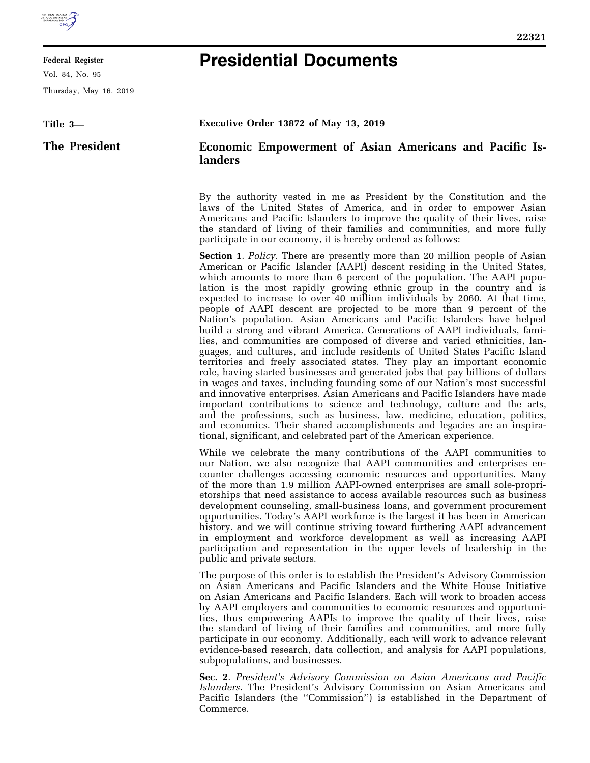**Federal Register**

Vol. 84, No. 95

Thursday, May 16, 2019

# Presidential Documents

**Title 3—**

**The President**

**Executive Order 13872 of May 13, 2019**

## Economic Empowerment of Asian Americans and Pacific Islanders

By the authority vested in me as President by the Constitution and the laws of the United States of America, and in order to empower Asian Americans and Pacific Islanders to improve the quality of their lives, raise the standard of living of their families and communities, and more fully participate in our economy, it is hereby ordered as follows:

**Section 1**. *Policy.* There are presently more than 20 million people of Asian American or Pacific Islander (AAPI) descent residing in the United States, which amounts to more than 6 percent of the population. The AAPI population is the most rapidly growing ethnic group in the country and is expected to increase to over 40 million individuals by 2060. At that time, people of AAPI descent are projected to be more than 9 percent of the Nation's population. Asian Americans and Pacific Islanders have helped build a strong and vibrant America. Generations of AAPI individuals, families, and communities are composed of diverse and varied ethnicities, languages, and cultures, and include residents of United States Pacific Island territories and freely associated states. They play an important economic role, having started businesses and generated jobs that pay billions of dollars in wages and taxes, including founding some of our Nation's most successful and innovative enterprises. Asian Americans and Pacific Islanders have made important contributions to science and technology, culture and the arts, and the professions, such as business, law, medicine, education, politics, and economics. Their shared accomplishments and legacies are an inspirational, significant, and celebrated part of the American experience.

While we celebrate the many contributions of the AAPI communities to our Nation, we also recognize that AAPI communities and enterprises encounter challenges accessing economic resources and opportunities. Many of the more than 1.9 million AAPI-owned enterprises are small sole-proprietorships that need assistance to access available resources such as business development counseling, small-business loans, and government procurement opportunities. Today's AAPI workforce is the largest it has been in American history, and we will continue striving toward furthering AAPI advancement in employment and workforce development as well as increasing AAPI participation and representation in the upper levels of leadership in the public and private sectors.

The purpose of this order is to establish the President's Advisory Commission on Asian Americans and Pacific Islanders and the White House Initiative on Asian Americans and Pacific Islanders. Each will work to broaden access by AAPI employers and communities to economic resources and opportunities, thus empowering AAPIs to improve the quality of their lives, raise the standard of living of their families and communities, and more fully participate in our economy. Additionally, each will work to advance relevant evidence-based research, data collection, and analysis for AAPI populations, subpopulations, and businesses.

**Sec. 2**. *President's Advisory Commission on Asian Americans and Pacific Islanders.* The President's Advisory Commission on Asian Americans and Pacific Islanders (the ''Commission'') is established in the Department of Commerce.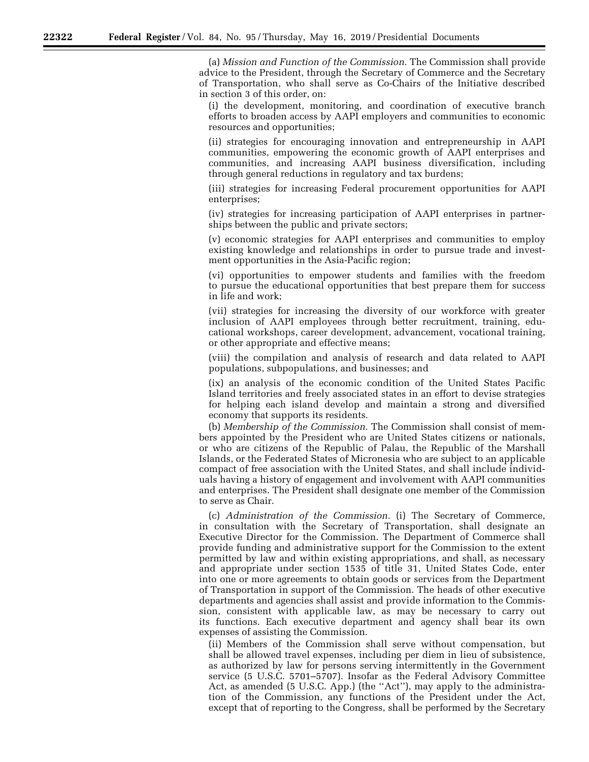(a) *Mission and Function of the Commission.* The Commission shall provide advice to the President, through the Secretary of Commerce and the Secretary of Transportation, who shall serve as Co-Chairs of the Initiative described in section 3 of this order, on:

(i) the development, monitoring, and coordination of executive branch efforts to broaden access by AAPI employers and communities to economic resources and opportunities;

(ii) strategies for encouraging innovation and entrepreneurship in AAPI communities, empowering the economic growth of AAPI enterprises and communities, and increasing AAPI business diversification, including through general reductions in regulatory and tax burdens;

(iii) strategies for increasing Federal procurement opportunities for AAPI enterprises;

(iv) strategies for increasing participation of AAPI enterprises in partnerships between the public and private sectors;

(v) economic strategies for AAPI enterprises and communities to employ existing knowledge and relationships in order to pursue trade and investment opportunities in the Asia-Pacific region;

(vi) opportunities to empower students and families with the freedom to pursue the educational opportunities that best prepare them for success in life and work;

(vii) strategies for increasing the diversity of our workforce with greater inclusion of AAPI employees through better recruitment, training, educational workshops, career development, advancement, vocational training, or other appropriate and effective means;

(viii) the compilation and analysis of research and data related to AAPI populations, subpopulations, and businesses; and

(ix) an analysis of the economic condition of the United States Pacific Island territories and freely associated states in an effort to devise strategies for helping each island develop and maintain a strong and diversified economy that supports its residents.

(b) *Membership of the Commission.* The Commission shall consist of members appointed by the President who are United States citizens or nationals, or who are citizens of the Republic of Palau, the Republic of the Marshall Islands, or the Federated States of Micronesia who are subject to an applicable compact of free association with the United States, and shall include individuals having a history of engagement and involvement with AAPI communities and enterprises. The President shall designate one member of the Commission to serve as Chair.

(c) *Administration of the Commission.* (i) The Secretary of Commerce, in consultation with the Secretary of Transportation, shall designate an Executive Director for the Commission. The Department of Commerce shall provide funding and administrative support for the Commission to the extent permitted by law and within existing appropriations, and shall, as necessary and appropriate under section 1535 of title 31, United States Code, enter into one or more agreements to obtain goods or services from the Department of Transportation in support of the Commission. The heads of other executive departments and agencies shall assist and provide information to the Commission, consistent with applicable law, as may be necessary to carry out its functions. Each executive department and agency shall bear its own expenses of assisting the Commission.

(ii) Members of the Commission shall serve without compensation, but shall be allowed travel expenses, including per diem in lieu of subsistence, as authorized by law for persons serving intermittently in the Government service (5 U.S.C. 5701–5707). Insofar as the Federal Advisory Committee Act, as amended (5 U.S.C. App.) (the ''Act''), may apply to the administration of the Commission, any functions of the President under the Act, except that of reporting to the Congress, shall be performed by the Secretary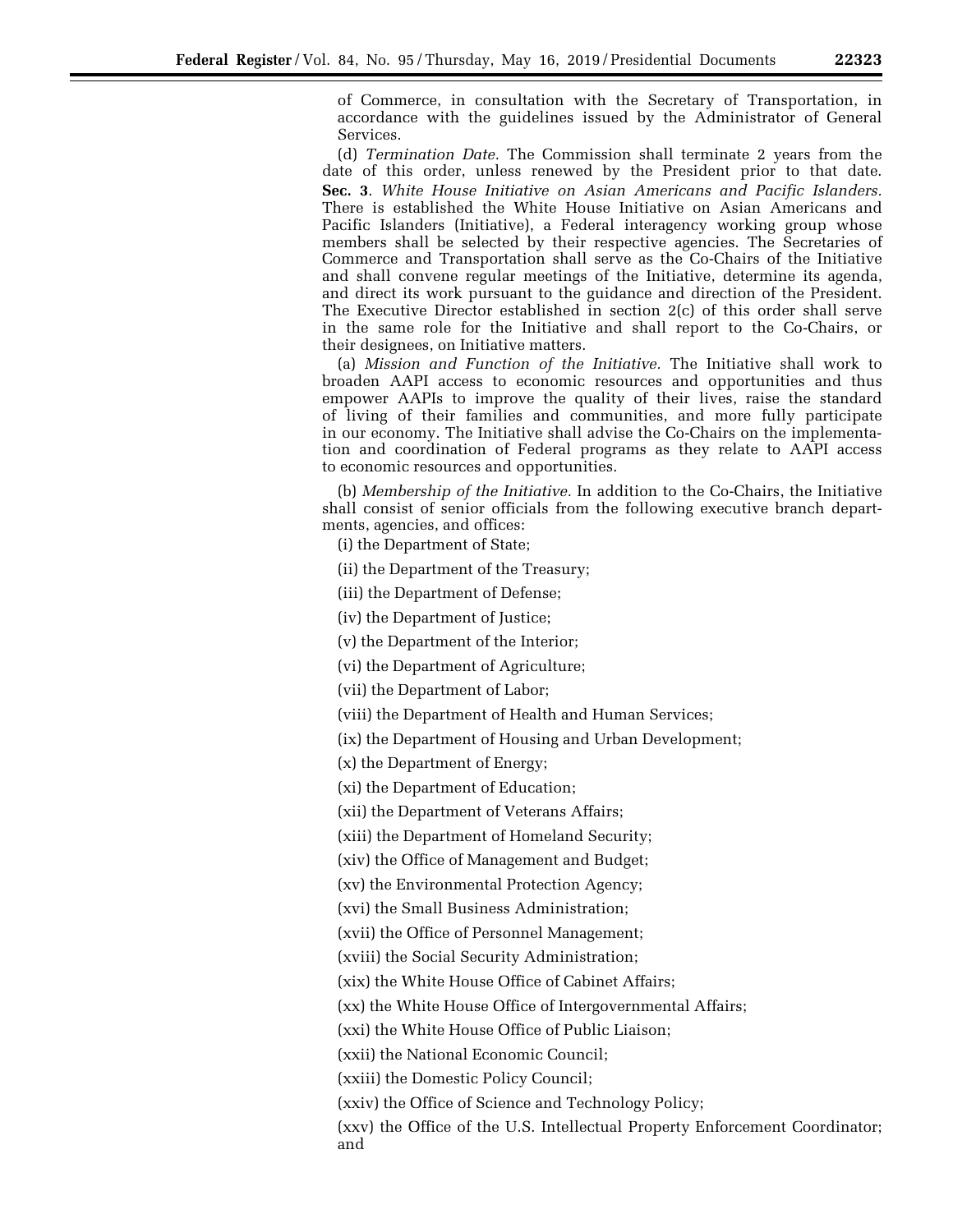of Commerce, in consultation with the Secretary of Transportation, in accordance with the guidelines issued by the Administrator of General Services.

(d) *Termination Date.* The Commission shall terminate 2 years from the date of this order, unless renewed by the President prior to that date.

**Sec. 3**. *White House Initiative on Asian Americans and Pacific Islanders.* There is established the White House Initiative on Asian Americans and Pacific Islanders (Initiative), a Federal interagency working group whose members shall be selected by their respective agencies. The Secretaries of Commerce and Transportation shall serve as the Co-Chairs of the Initiative and shall convene regular meetings of the Initiative, determine its agenda, and direct its work pursuant to the guidance and direction of the President. The Executive Director established in section 2(c) of this order shall serve in the same role for the Initiative and shall report to the Co-Chairs, or their designees, on Initiative matters.

(a) *Mission and Function of the Initiative.* The Initiative shall work to broaden AAPI access to economic resources and opportunities and thus empower AAPIs to improve the quality of their lives, raise the standard of living of their families and communities, and more fully participate in our economy. The Initiative shall advise the Co-Chairs on the implementation and coordination of Federal programs as they relate to AAPI access to economic resources and opportunities.

(b) *Membership of the Initiative.* In addition to the Co-Chairs, the Initiative shall consist of senior officials from the following executive branch departments, agencies, and offices:

(i) the Department of State;

(ii) the Department of the Treasury;

(iii) the Department of Defense;

(iv) the Department of Justice;

(v) the Department of the Interior;

(vi) the Department of Agriculture;

(vii) the Department of Labor;

(viii) the Department of Health and Human Services;

(ix) the Department of Housing and Urban Development;

(x) the Department of Energy;

(xi) the Department of Education;

(xii) the Department of Veterans Affairs;

(xiii) the Department of Homeland Security;

(xiv) the Office of Management and Budget;

(xv) the Environmental Protection Agency;

(xvi) the Small Business Administration;

(xvii) the Office of Personnel Management;

(xviii) the Social Security Administration;

(xix) the White House Office of Cabinet Affairs;

(xx) the White House Office of Intergovernmental Affairs;

(xxi) the White House Office of Public Liaison;

(xxii) the National Economic Council;

(xxiii) the Domestic Policy Council;

(xxiv) the Office of Science and Technology Policy;

(xxv) the Office of the U.S. Intellectual Property Enforcement Coordinator; and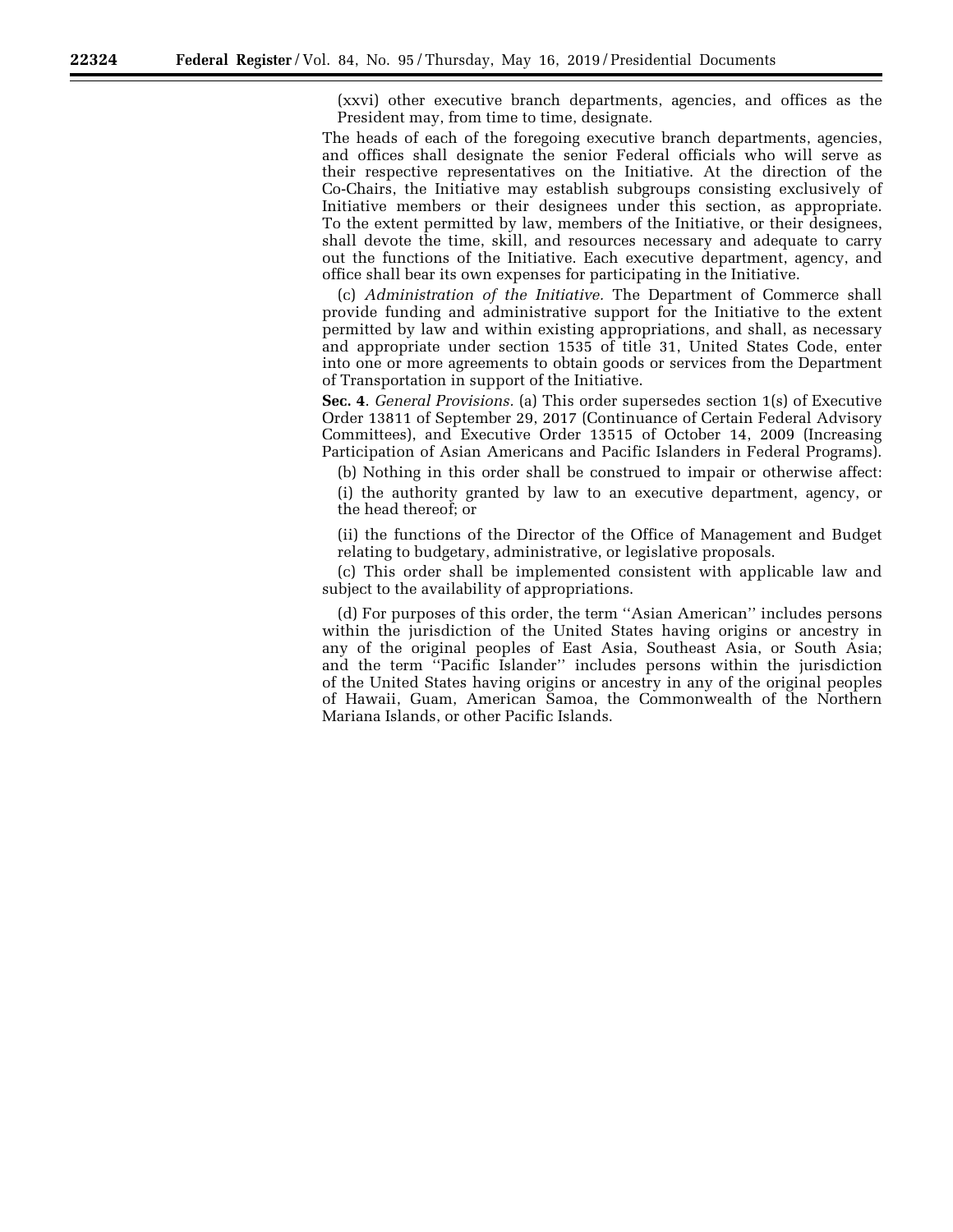(xxvi) other executive branch departments, agencies, and offices as the President may, from time to time, designate.

The heads of each of the foregoing executive branch departments, agencies, and offices shall designate the senior Federal officials who will serve as their respective representatives on the Initiative. At the direction of the Co-Chairs, the Initiative may establish subgroups consisting exclusively of Initiative members or their designees under this section, as appropriate. To the extent permitted by law, members of the Initiative, or their designees, shall devote the time, skill, and resources necessary and adequate to carry out the functions of the Initiative. Each executive department, agency, and office shall bear its own expenses for participating in the Initiative.

(c) *Administration of the Initiative.* The Department of Commerce shall provide funding and administrative support for the Initiative to the extent permitted by law and within existing appropriations, and shall, as necessary and appropriate under section 1535 of title 31, United States Code, enter into one or more agreements to obtain goods or services from the Department of Transportation in support of the Initiative.

**Sec. 4**. *General Provisions.* (a) This order supersedes section 1(s) of Executive Order 13811 of September 29, 2017 (Continuance of Certain Federal Advisory Committees), and Executive Order 13515 of October 14, 2009 (Increasing Participation of Asian Americans and Pacific Islanders in Federal Programs).

(b) Nothing in this order shall be construed to impair or otherwise affect:

(i) the authority granted by law to an executive department, agency, or the head thereof; or

(ii) the functions of the Director of the Office of Management and Budget relating to budgetary, administrative, or legislative proposals.

(c) This order shall be implemented consistent with applicable law and subject to the availability of appropriations.

(d) For purposes of this order, the term ''Asian American'' includes persons within the jurisdiction of the United States having origins or ancestry in any of the original peoples of East Asia, Southeast Asia, or South Asia; and the term ''Pacific Islander'' includes persons within the jurisdiction of the United States having origins or ancestry in any of the original peoples of Hawaii, Guam, American Samoa, the Commonwealth of the Northern Mariana Islands, or other Pacific Islands.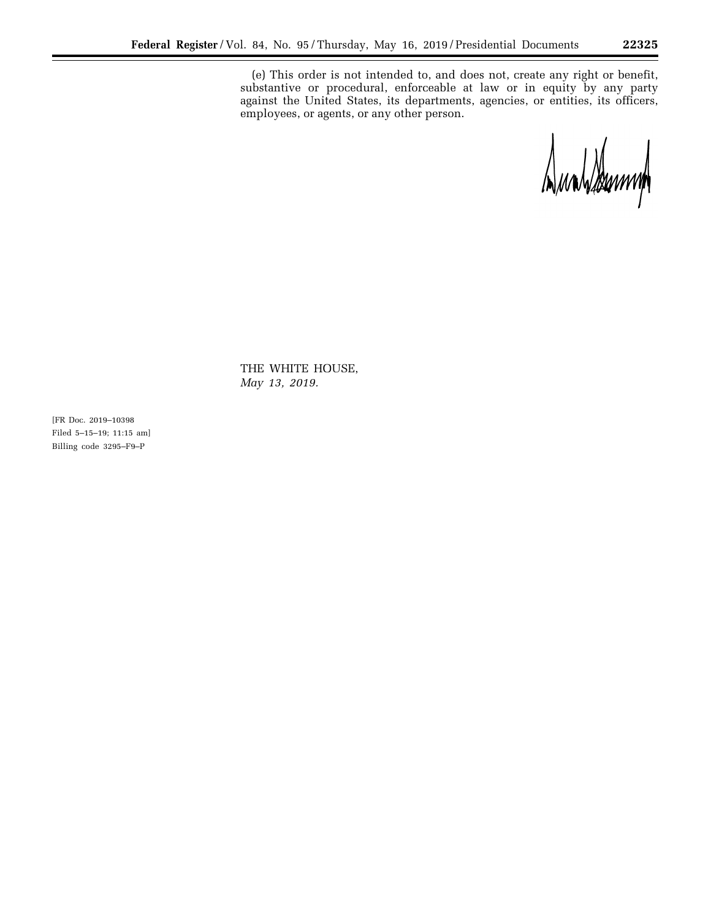(e) This order is not intended to, and does not, create any right or benefit, substantive or procedural, enforceable at law or in equity by any party against the United States, its departments, agencies, or entities, its officers, employees, or agents, or any other person.

THE WHITE HOUSE,
*May 13, 2019.*

[FR Doc. 2019–10398
Filed 5–15–19; 11:15 am]
Billing code 3295–F9–P